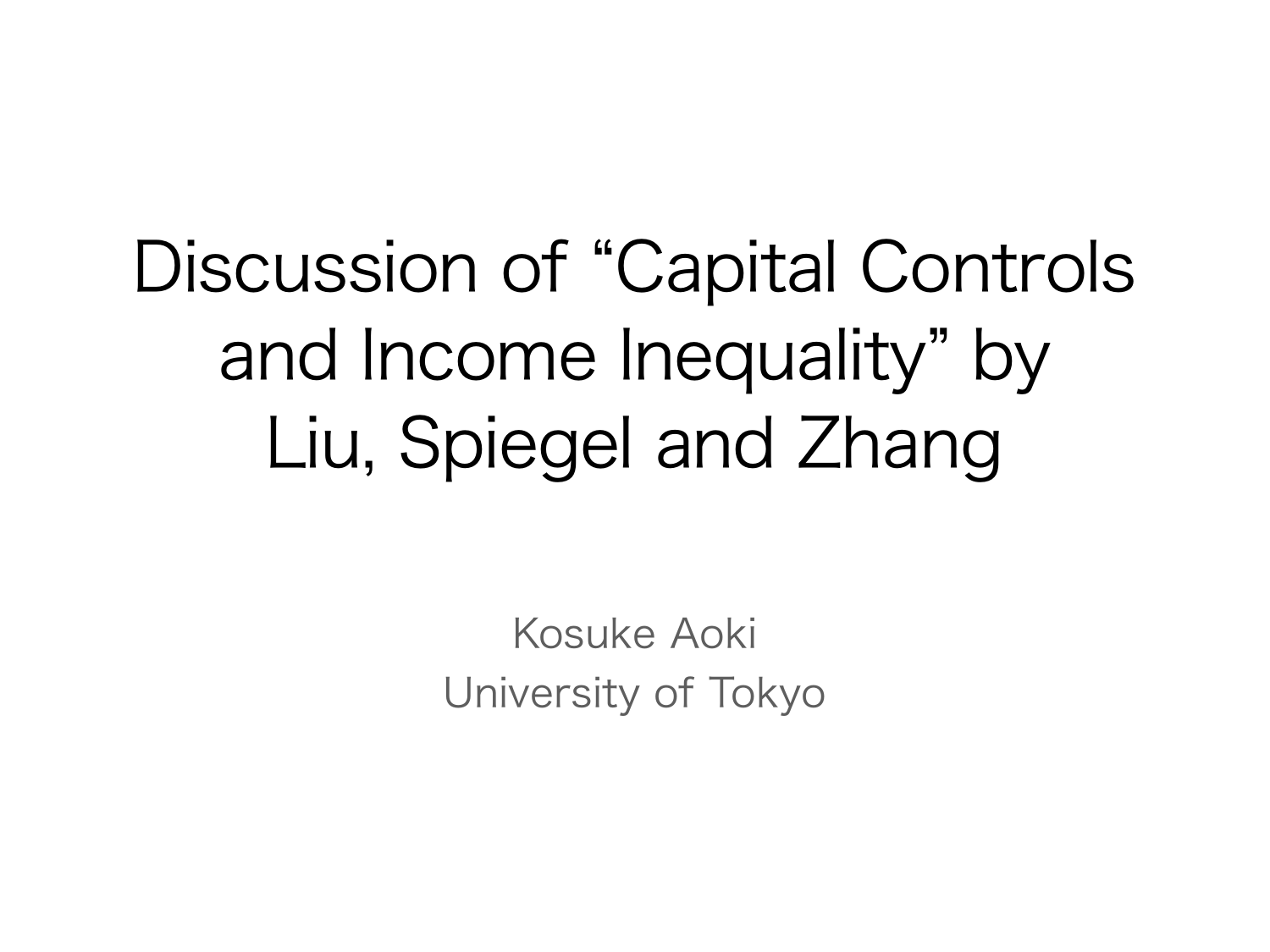# Discussion of “Capital Controls and Income Inequality” by Liu, Spiegel and Zhang

Kosuke Aoki

University of Tokyo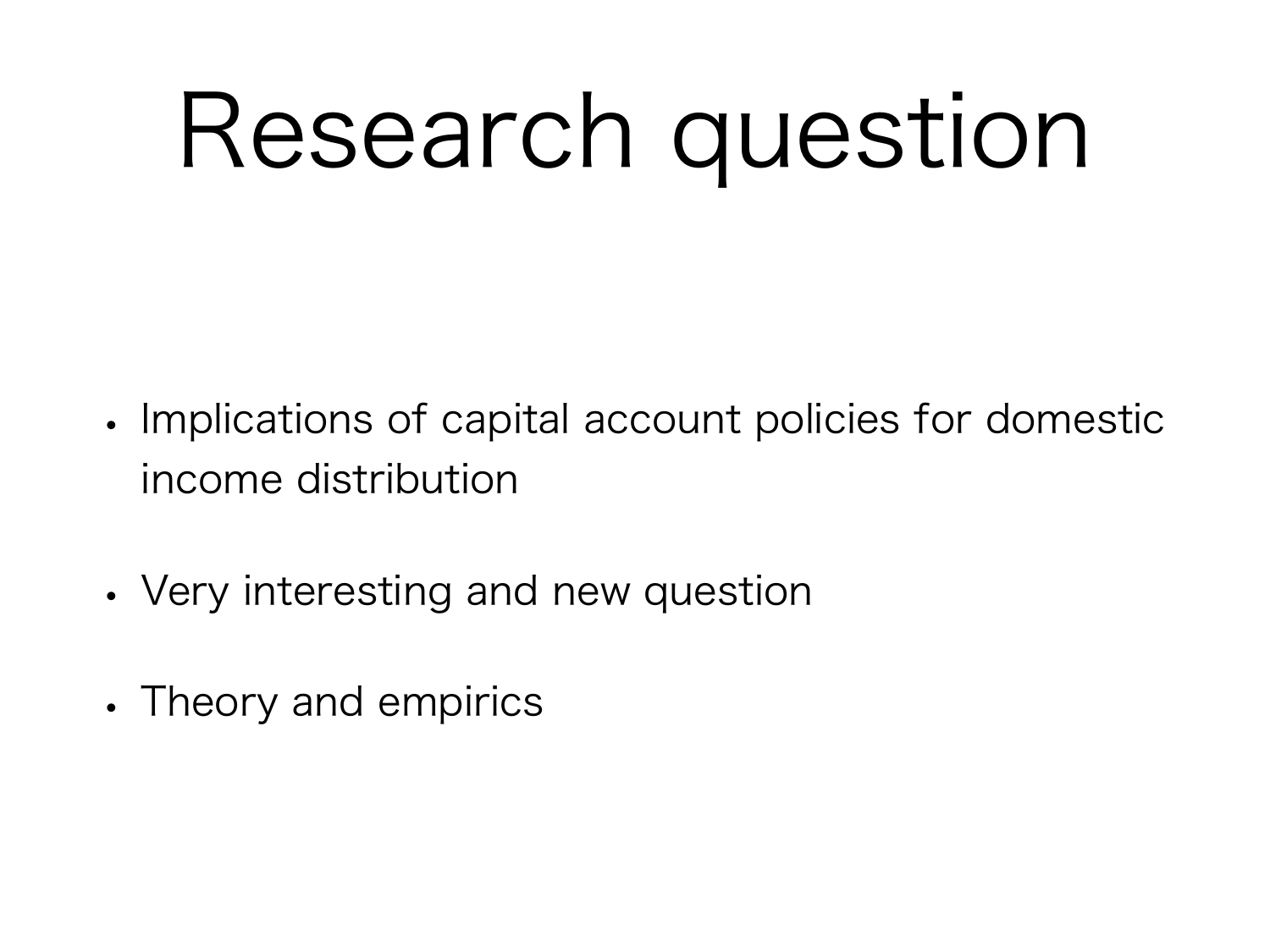# Research question

- Implications of capital account policies for domestic income distribution
- Very interesting and new question
- Theory and empirics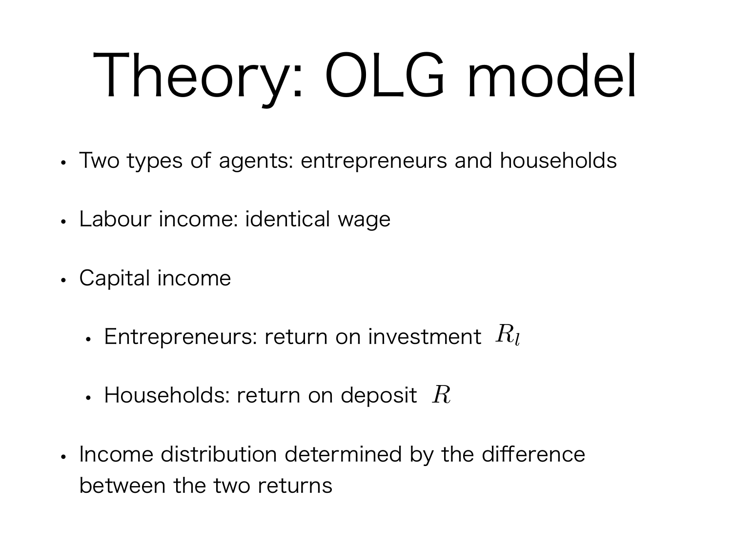# Theory: OLG model

- Two types of agents: entrepreneurs and households
- Labour income: identical wage
- Capital income
  - Entrepreneurs: return on investment $R_l$
  - Households: return on deposit $R$
- Income distribution determined by the difference between the two returns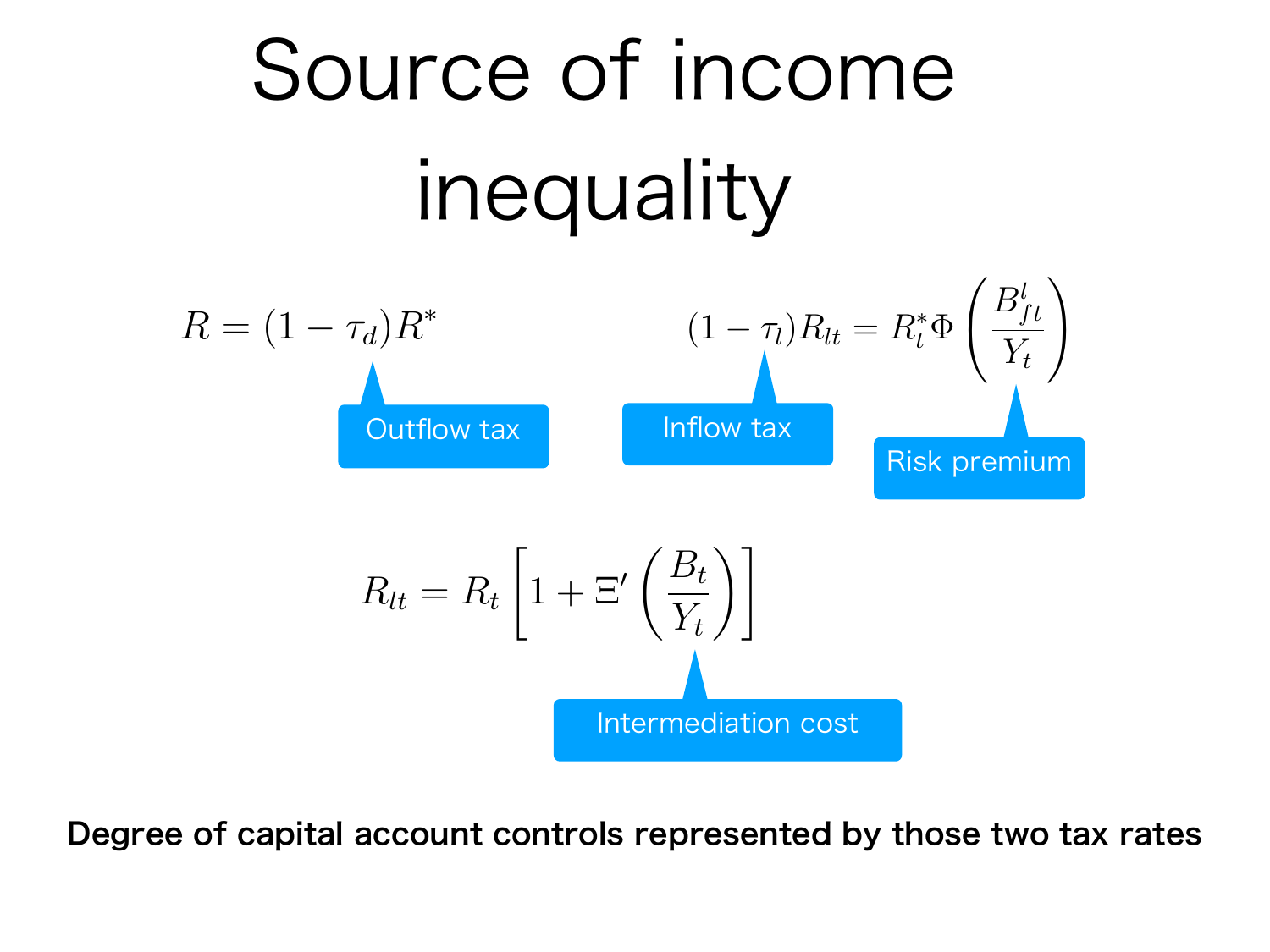# Source of income inequality

$$R = (1 - \tau_d) R^*$$

Outflow tax

$$(1 - \tau_l) R_{lt} = R_t^* \Phi \left( \frac{B_{ft}^l}{Y_t} \right)$$

Inflow tax

Risk premium

$$R_{lt} = R_t \left[ 1 + \Xi' \left( \frac{B_t}{Y_t} \right) \right]$$

Intermediation cost

**Degree of capital account controls represented by those two tax rates**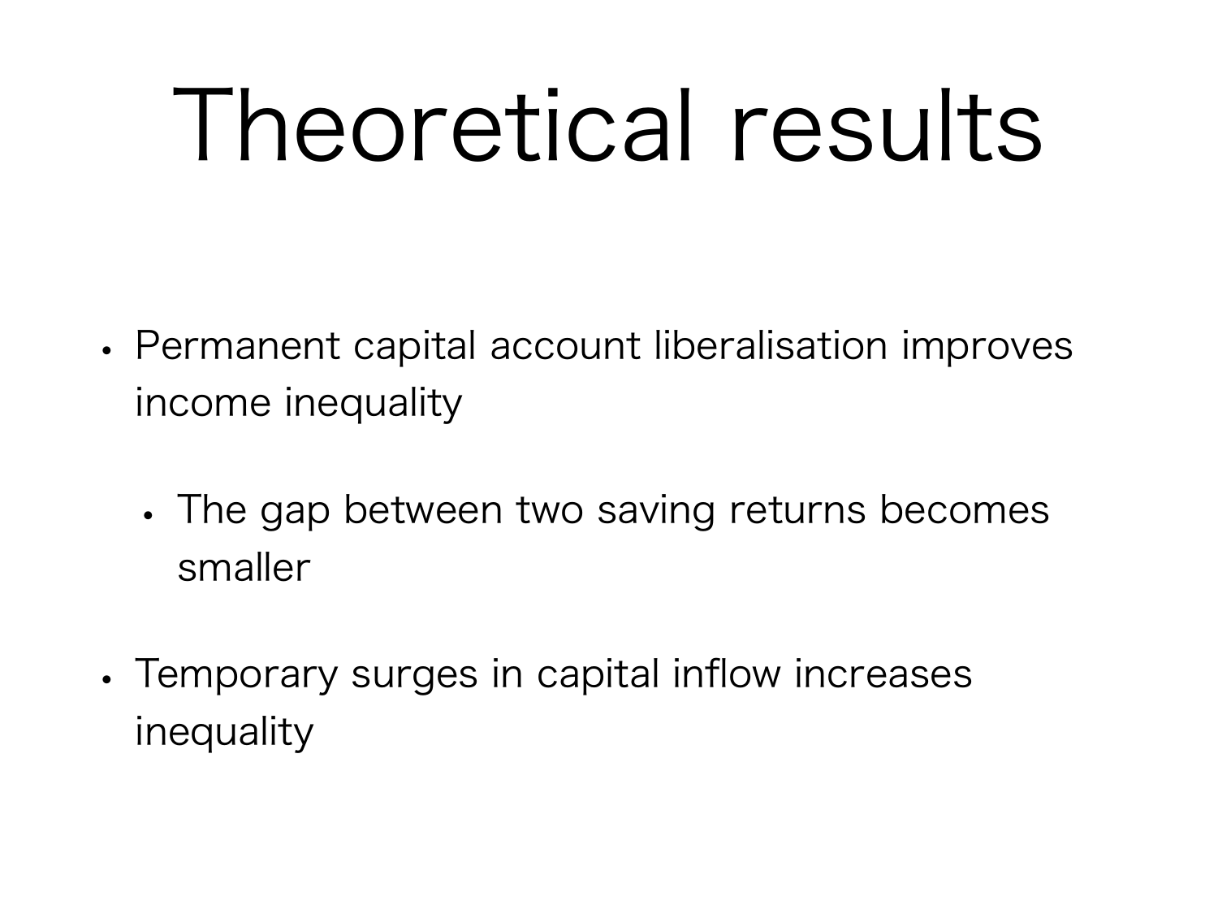# Theoretical results

- Permanent capital account liberalisation improves income inequality
  - The gap between two saving returns becomes smaller
- Temporary surges in capital inflow increases inequality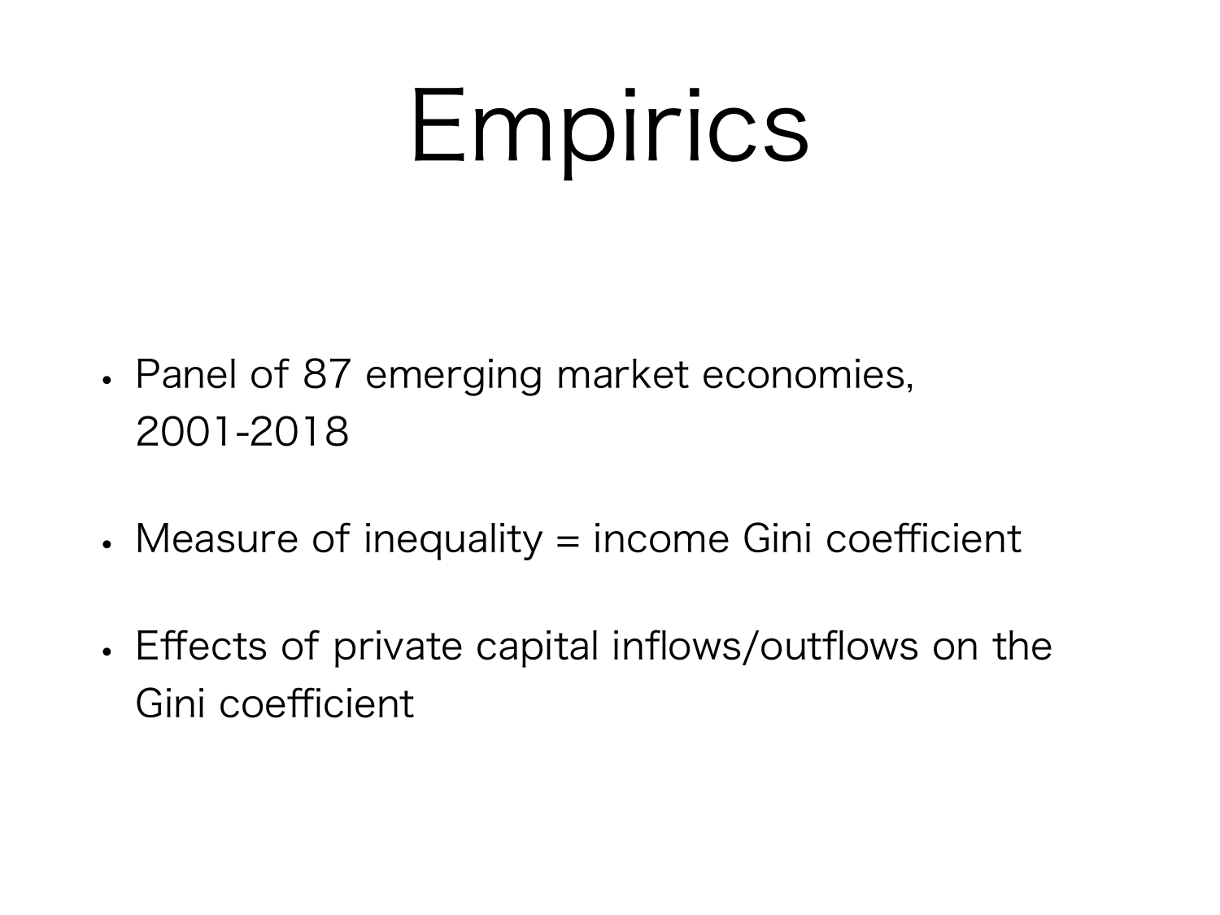# Empirics

- Panel of 87 emerging market economies, 2001-2018
- Measure of inequality = income Gini coefficient
- Effects of private capital inflows/outflows on the Gini coefficient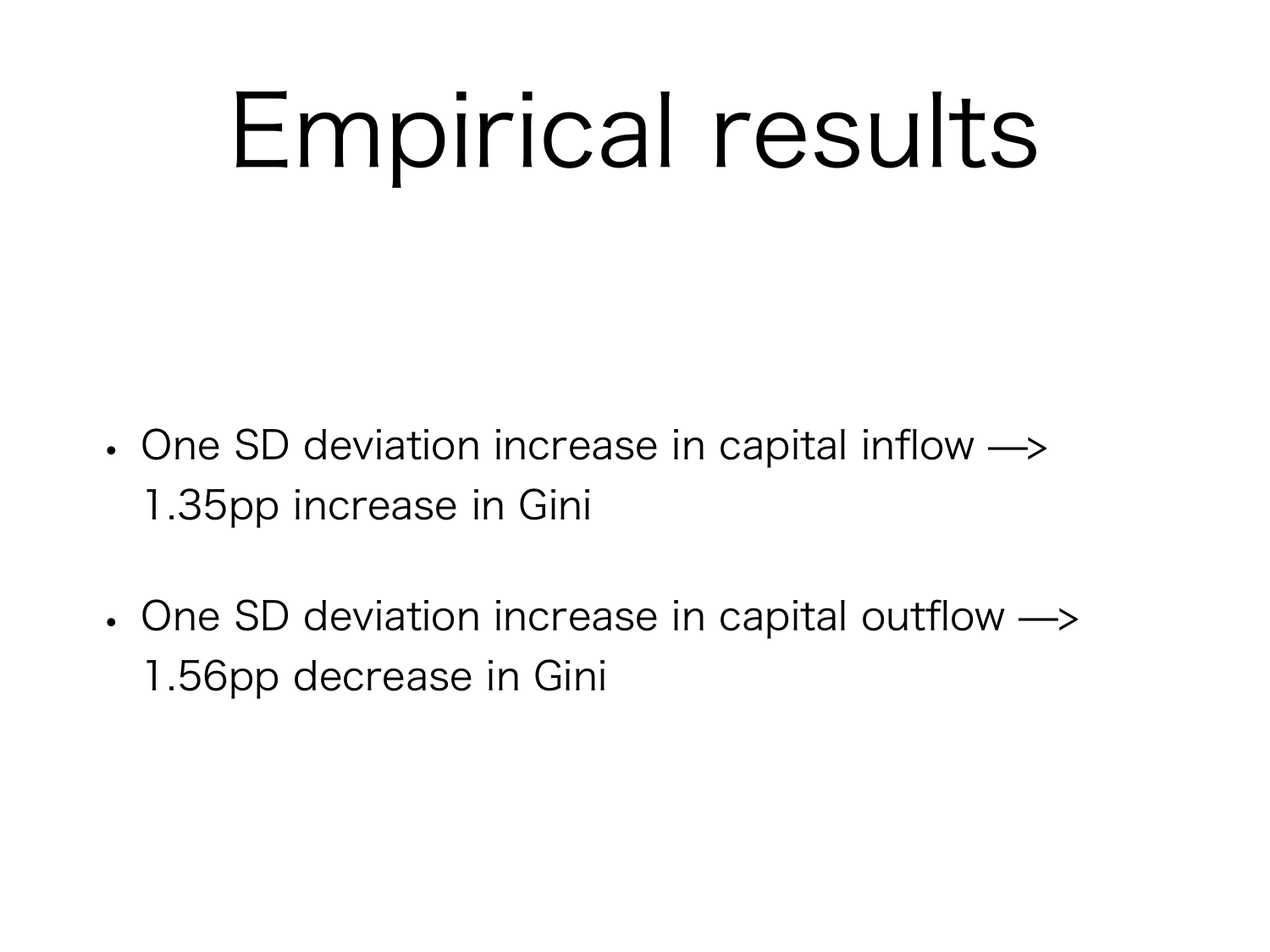# Empirical results

- One SD deviation increase in capital inflow —> 1.35pp increase in Gini
- One SD deviation increase in capital outflow —> 1.56pp decrease in Gini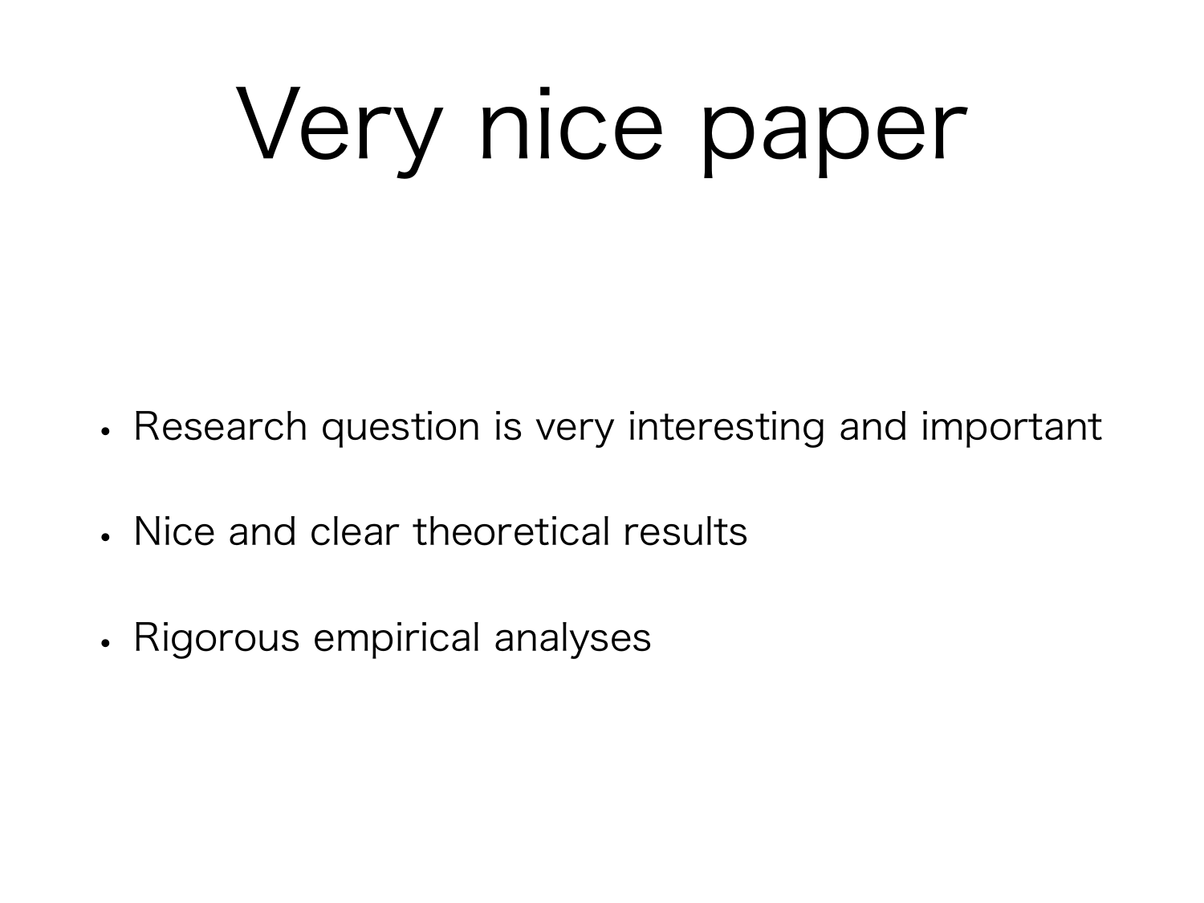# Very nice paper

- Research question is very interesting and important
- Nice and clear theoretical results
- Rigorous empirical analyses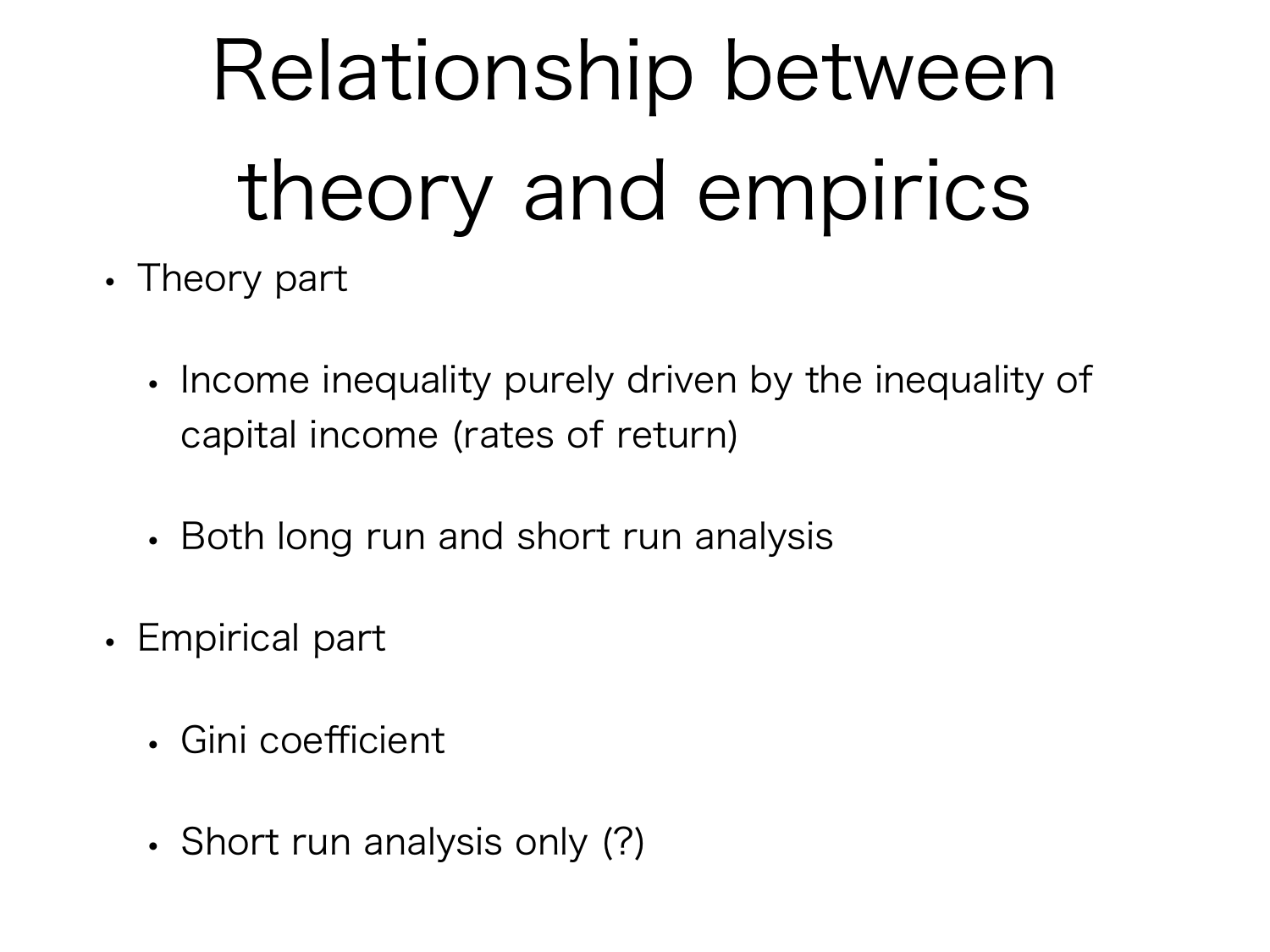# Relationship between theory and empirics

- Theory part
  - Income inequality purely driven by the inequality of capital income (rates of return)
  - Both long run and short run analysis
- Empirical part
  - Gini coefficient
  - Short run analysis only (?)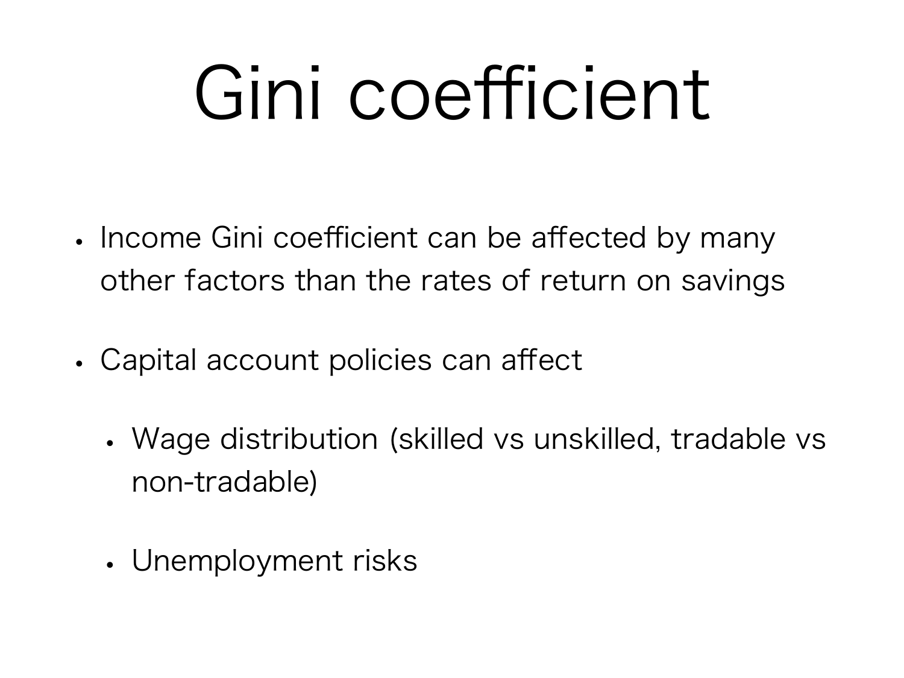# Gini coefficient

- Income Gini coefficient can be affected by many other factors than the rates of return on savings
- Capital account policies can affect
  - Wage distribution (skilled vs unskilled, tradable vs non-tradable)
  - Unemployment risks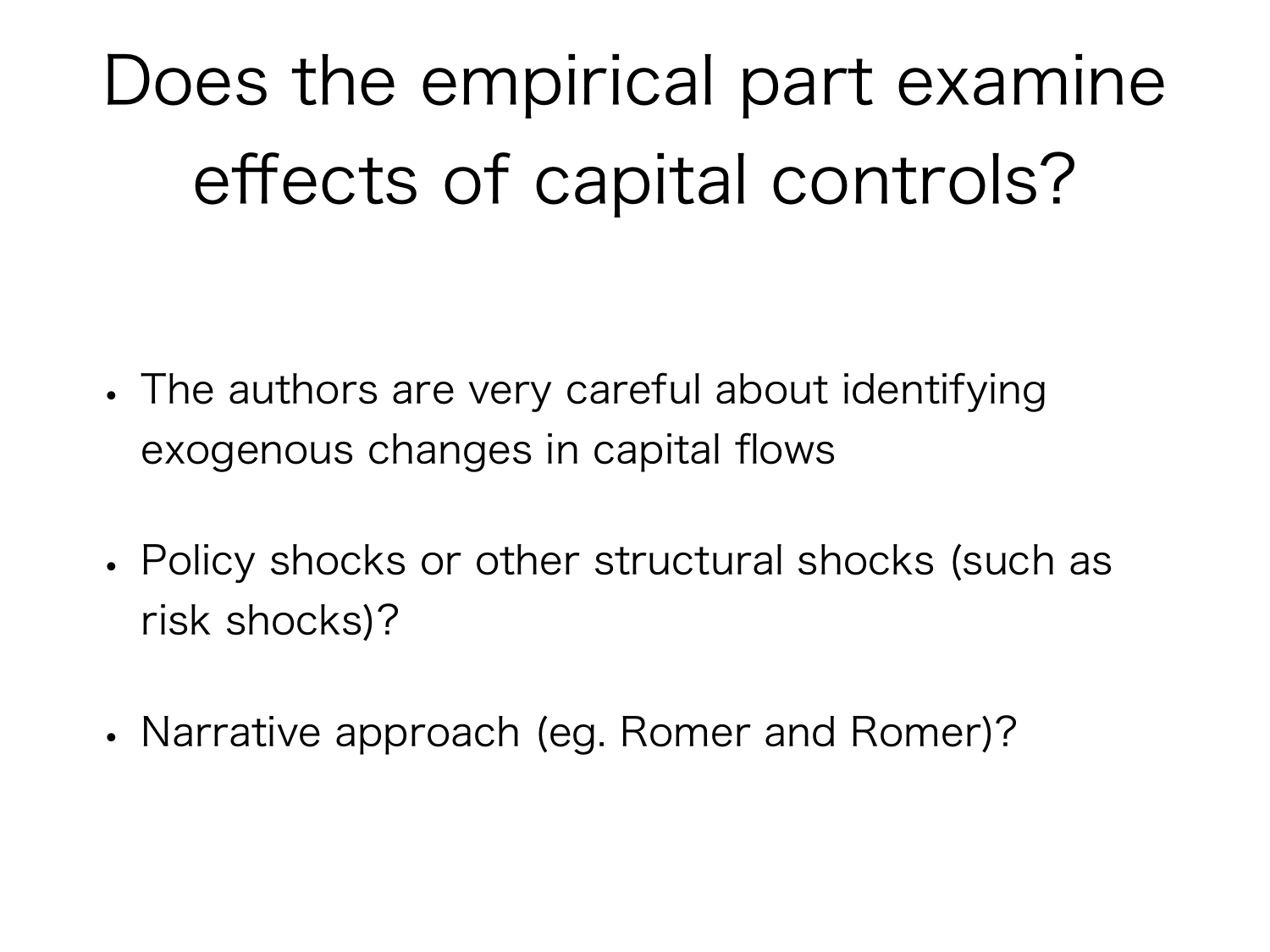# Does the empirical part examine effects of capital controls?

- The authors are very careful about identifying exogenous changes in capital flows
- Policy shocks or other structural shocks (such as risk shocks)?
- Narrative approach (eg. Romer and Romer)?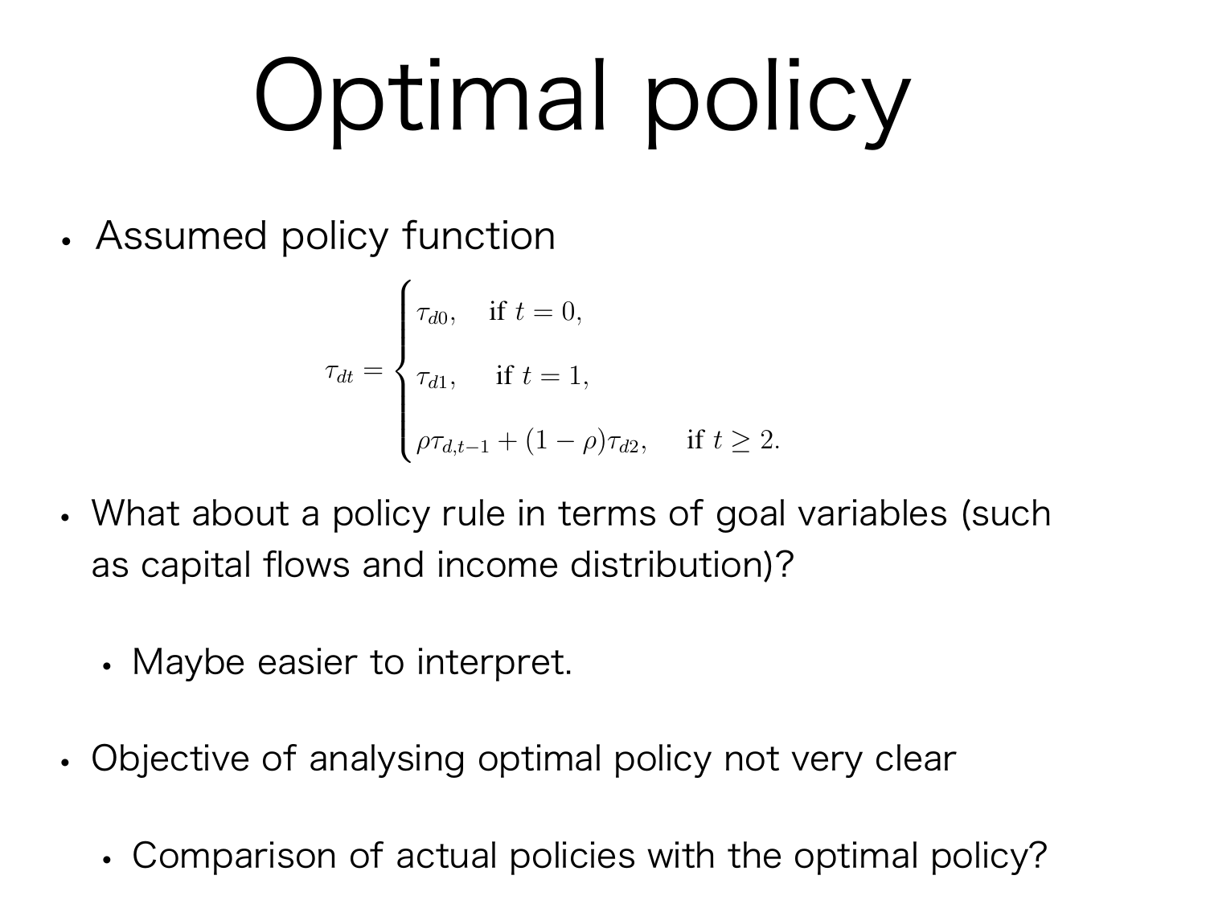# Optimal policy

- Assumed policy function

$$\tau_{dt} = \begin{cases} \tau_{d0}, & \text{if } t = 0, \\ \tau_{d1}, & \text{if } t = 1, \\ \rho\tau_{d,t-1} + (1-\rho)\tau_{d2}, & \text{if } t \geq 2. \end{cases}$$

- What about a policy rule in terms of goal variables (such as capital flows and income distribution)?
  - Maybe easier to interpret.
- Objective of analysing optimal policy not very clear
  - Comparison of actual policies with the optimal policy?